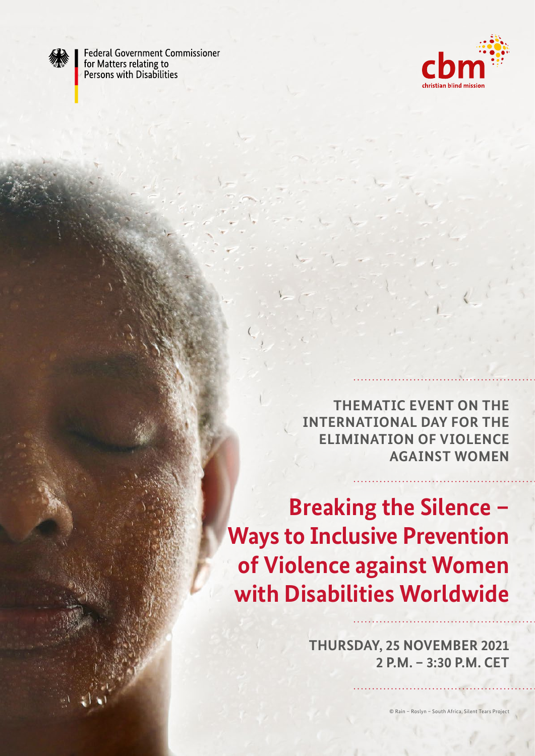Federal Government Commissioner for Matters relating to Persons with Disabilities

cbm christian blind mission

THEMATIC EVENT ON THE INTERNATIONAL DAY FOR THE ELIMINATION OF VIOLENCE AGAINST WOMEN

# Breaking the Silence – Ways to Inclusive Prevention of Violence against Women with Disabilities Worldwide

THURSDAY, 25 NOVEMBER 2021
2 P.M. – 3:30 P.M. CET

© Rain – Roslyn – South Africa, Silent Tears Project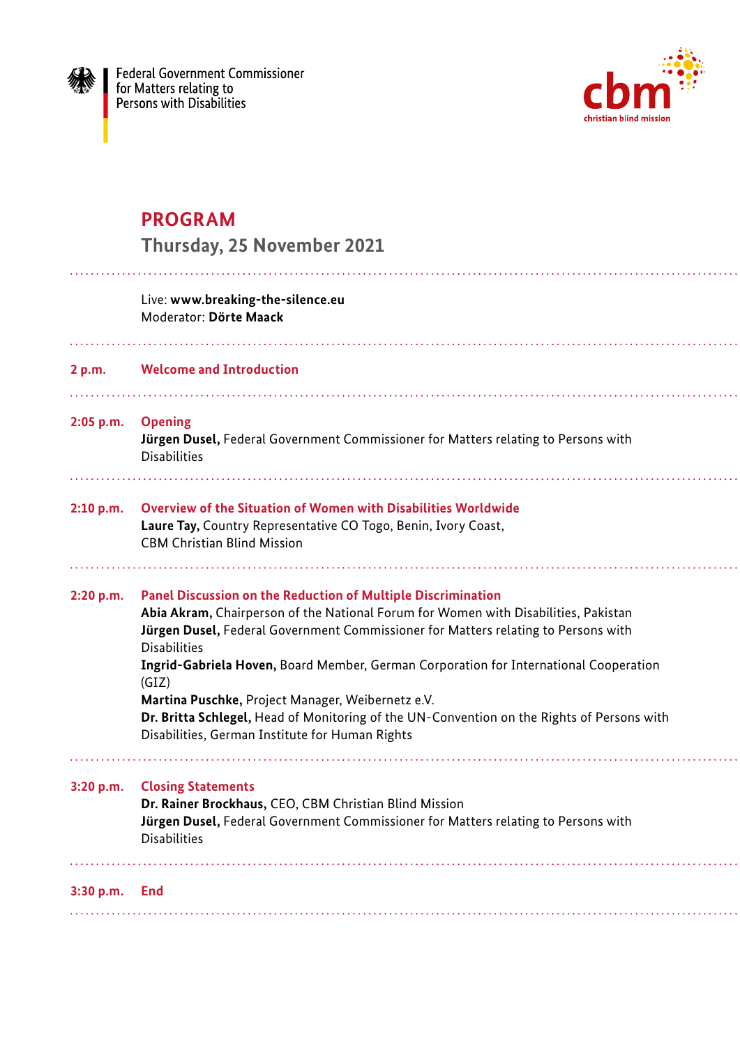Federal Government Commissioner for Matters relating to Persons with Disabilities

cbm
christian blind mission

# PROGRAM

## Thursday, 25 November 2021

Live: **www.breaking-the-silence.eu**
Moderator: **Dörte Maack**

**2 p.m.** **Welcome and Introduction**

**2:05 p.m.** **Opening**
**Jürgen Dusel,** Federal Government Commissioner for Matters relating to Persons with Disabilities

**2:10 p.m.** **Overview of the Situation of Women with Disabilities Worldwide**
**Laure Tay,** Country Representative CO Togo, Benin, Ivory Coast, CBM Christian Blind Mission

**2:20 p.m.** **Panel Discussion on the Reduction of Multiple Discrimination**
**Abia Akram,** Chairperson of the National Forum for Women with Disabilities, Pakistan
**Jürgen Dusel,** Federal Government Commissioner for Matters relating to Persons with Disabilities
**Ingrid-Gabriela Hoven,** Board Member, German Corporation for International Cooperation (GIZ)
**Martina Puschke,** Project Manager, Weibernetz e.V.
**Dr. Britta Schlegel,** Head of Monitoring of the UN-Convention on the Rights of Persons with Disabilities, German Institute for Human Rights

**3:20 p.m.** **Closing Statements**
**Dr. Rainer Brockhaus,** CEO, CBM Christian Blind Mission
**Jürgen Dusel,** Federal Government Commissioner for Matters relating to Persons with Disabilities

**3:30 p.m.** **End**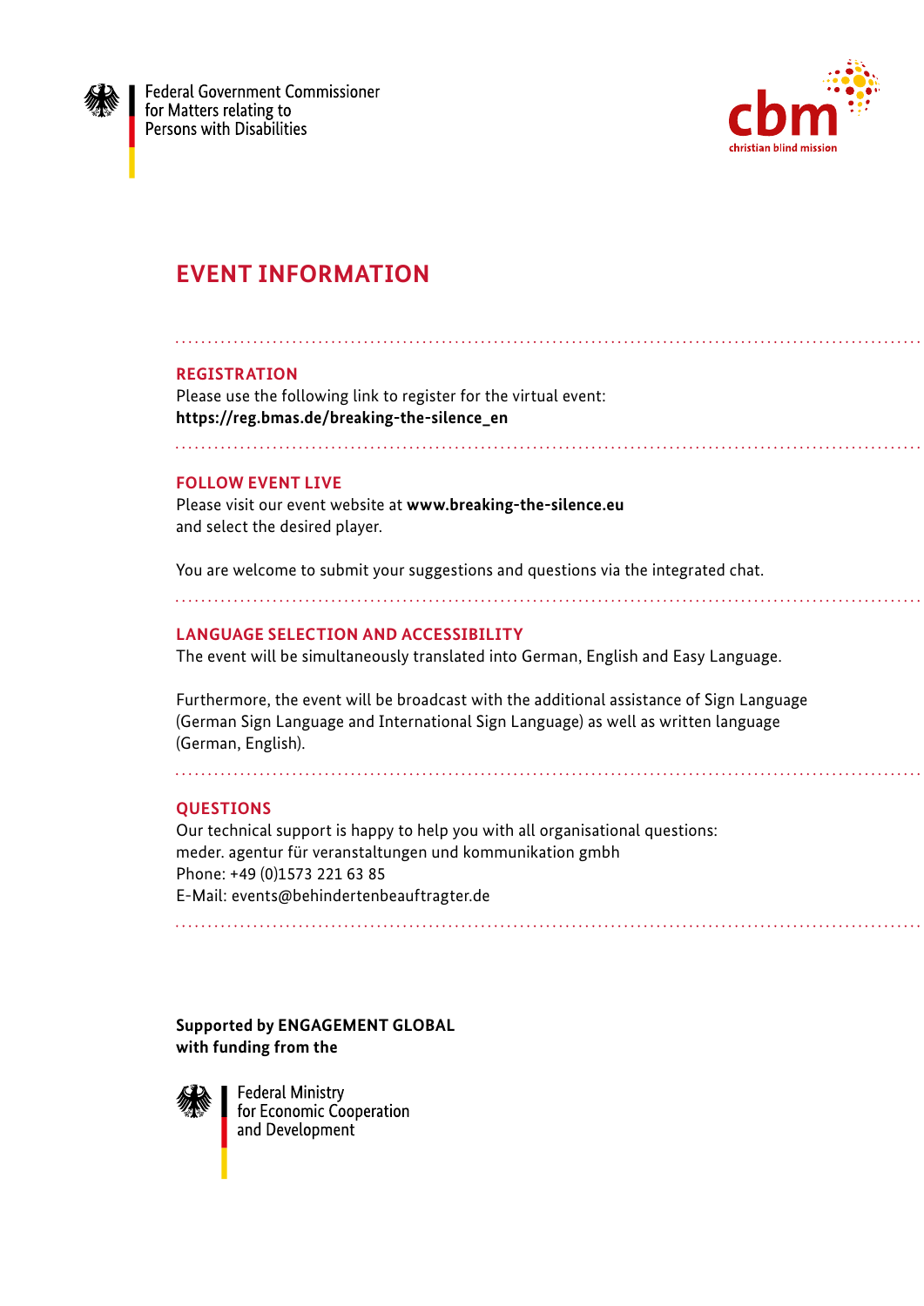Federal Government Commissioner for Matters relating to Persons with Disabilities

cbm
christian blind mission

# EVENT INFORMATION

## REGISTRATION

Please use the following link to register for the virtual event:
**https://reg.bmas.de/breaking-the-silence_en**

## FOLLOW EVENT LIVE

Please visit our event website at **www.breaking-the-silence.eu** and select the desired player.

You are welcome to submit your suggestions and questions via the integrated chat.

## LANGUAGE SELECTION AND ACCESSIBILITY

The event will be simultaneously translated into German, English and Easy Language.

Furthermore, the event will be broadcast with the additional assistance of Sign Language (German Sign Language and International Sign Language) as well as written language (German, English).

## QUESTIONS

Our technical support is happy to help you with all organisational questions:
meder. agentur für veranstaltungen und kommunikation gmbh
Phone: +49 (0)1573 221 63 85
E-Mail: events@behindertenbeauftragter.de

**Supported by ENGAGEMENT GLOBAL with funding from the**

Federal Ministry for Economic Cooperation and Development